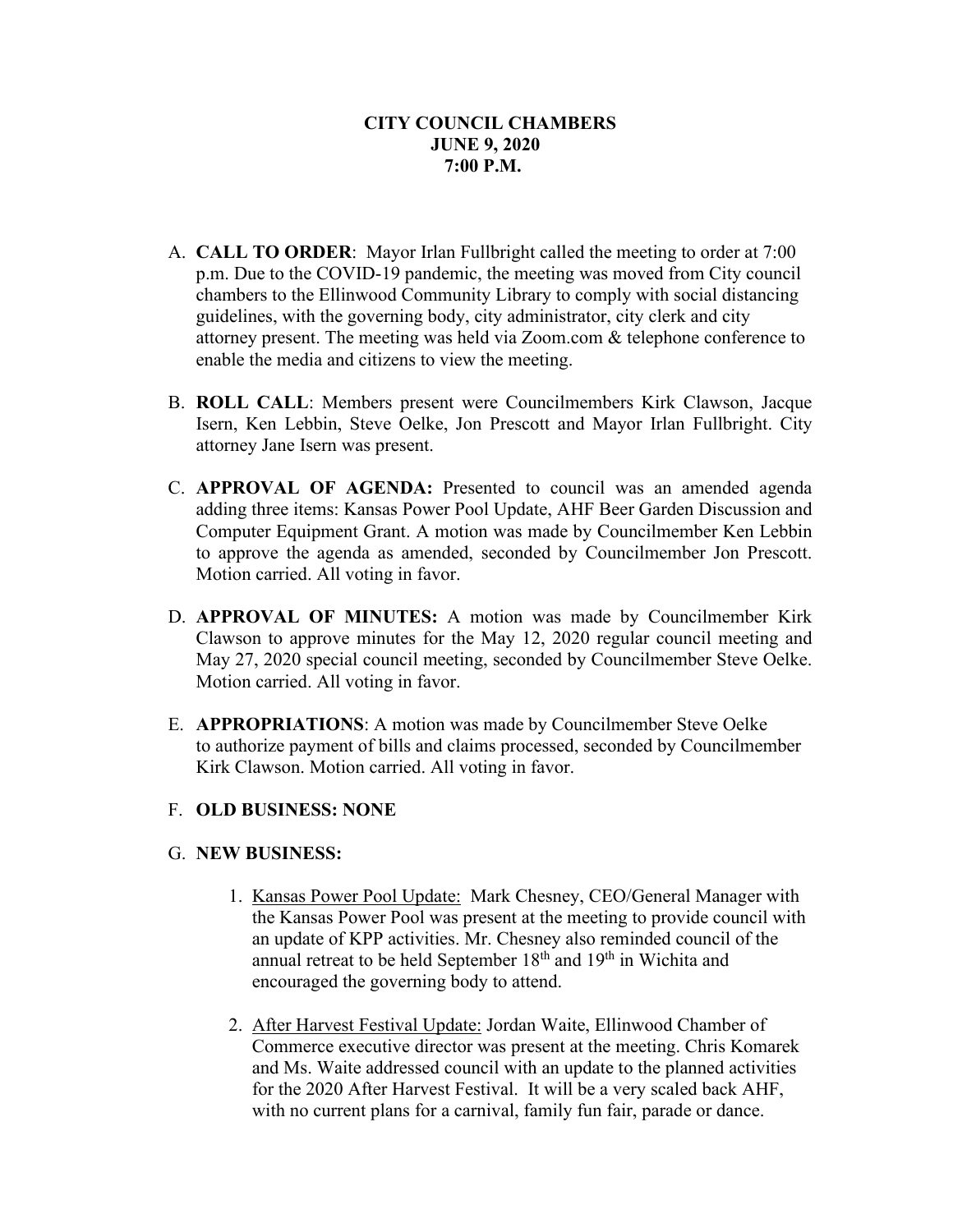**CITY COUNCIL CHAMBERS**
**JUNE 9, 2020**
**7:00 P.M.**

A. **CALL TO ORDER**: Mayor Irlan Fullbright called the meeting to order at 7:00 p.m. Due to the COVID-19 pandemic, the meeting was moved from City council chambers to the Ellinwood Community Library to comply with social distancing guidelines, with the governing body, city administrator, city clerk and city attorney present. The meeting was held via Zoom.com & telephone conference to enable the media and citizens to view the meeting.

B. **ROLL CALL**: Members present were Councilmembers Kirk Clawson, Jacque Isern, Ken Lebbin, Steve Oelke, Jon Prescott and Mayor Irlan Fullbright. City attorney Jane Isern was present.

C. **APPROVAL OF AGENDA:** Presented to council was an amended agenda adding three items: Kansas Power Pool Update, AHF Beer Garden Discussion and Computer Equipment Grant. A motion was made by Councilmember Ken Lebbin to approve the agenda as amended, seconded by Councilmember Jon Prescott. Motion carried. All voting in favor.

D. **APPROVAL OF MINUTES:** A motion was made by Councilmember Kirk Clawson to approve minutes for the May 12, 2020 regular council meeting and May 27, 2020 special council meeting, seconded by Councilmember Steve Oelke. Motion carried. All voting in favor.

E. **APPROPRIATIONS**: A motion was made by Councilmember Steve Oelke to authorize payment of bills and claims processed, seconded by Councilmember Kirk Clawson. Motion carried. All voting in favor.

F. **OLD BUSINESS: NONE**

G. **NEW BUSINESS:**

1. Kansas Power Pool Update: Mark Chesney, CEO/General Manager with the Kansas Power Pool was present at the meeting to provide council with an update of KPP activities. Mr. Chesney also reminded council of the annual retreat to be held September 18th and 19th in Wichita and encouraged the governing body to attend.

2. After Harvest Festival Update: Jordan Waite, Ellinwood Chamber of Commerce executive director was present at the meeting. Chris Komarek and Ms. Waite addressed council with an update to the planned activities for the 2020 After Harvest Festival. It will be a very scaled back AHF, with no current plans for a carnival, family fun fair, parade or dance.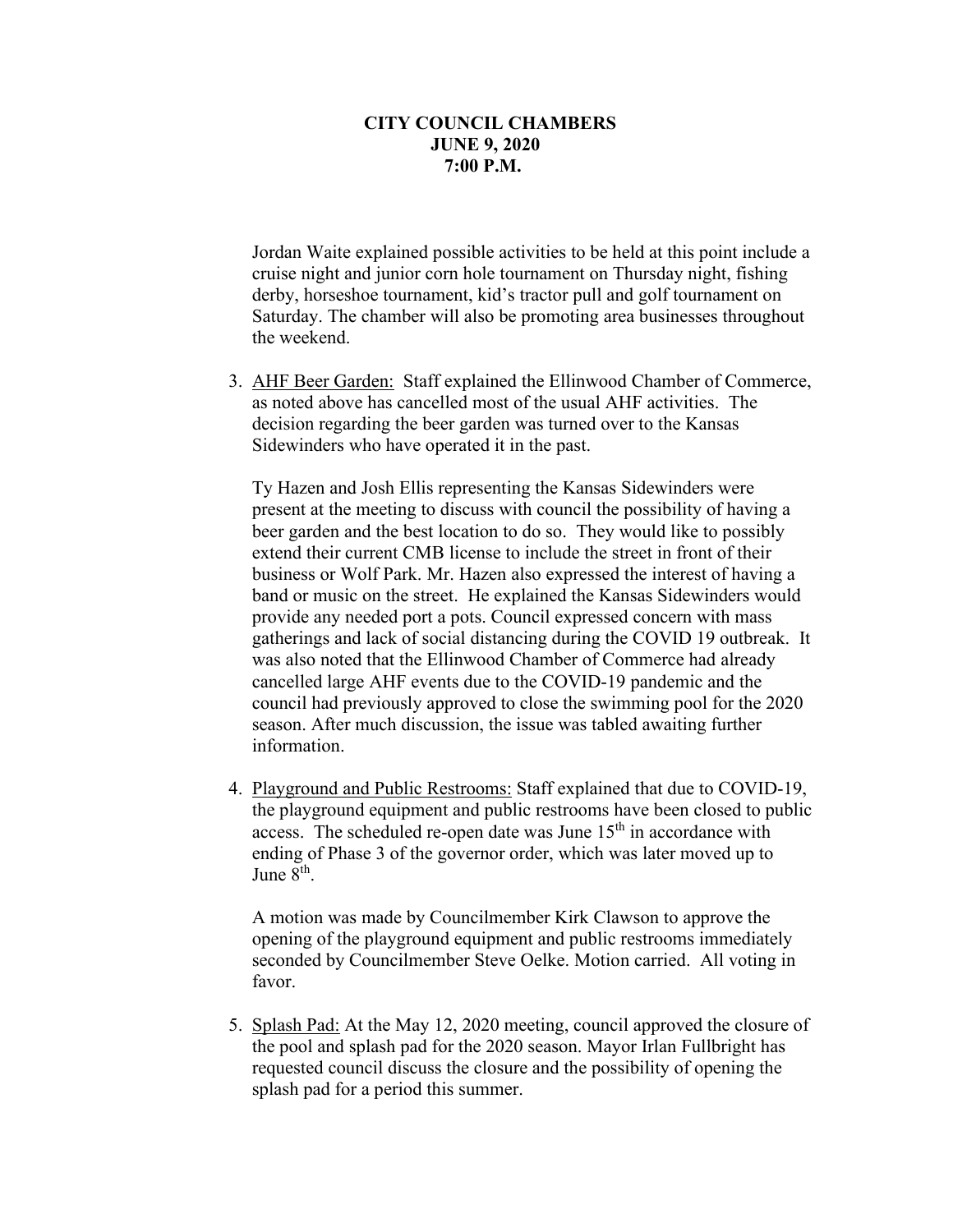**CITY COUNCIL CHAMBERS**
**JUNE 9, 2020**
**7:00 P.M.**

Jordan Waite explained possible activities to be held at this point include a cruise night and junior corn hole tournament on Thursday night, fishing derby, horseshoe tournament, kid's tractor pull and golf tournament on Saturday. The chamber will also be promoting area businesses throughout the weekend.

3. AHF Beer Garden: Staff explained the Ellinwood Chamber of Commerce, as noted above has cancelled most of the usual AHF activities. The decision regarding the beer garden was turned over to the Kansas Sidewinders who have operated it in the past.

   Ty Hazen and Josh Ellis representing the Kansas Sidewinders were present at the meeting to discuss with council the possibility of having a beer garden and the best location to do so. They would like to possibly extend their current CMB license to include the street in front of their business or Wolf Park. Mr. Hazen also expressed the interest of having a band or music on the street. He explained the Kansas Sidewinders would provide any needed port a pots. Council expressed concern with mass gatherings and lack of social distancing during the COVID 19 outbreak. It was also noted that the Ellinwood Chamber of Commerce had already cancelled large AHF events due to the COVID-19 pandemic and the council had previously approved to close the swimming pool for the 2020 season. After much discussion, the issue was tabled awaiting further information.

4. Playground and Public Restrooms: Staff explained that due to COVID-19, the playground equipment and public restrooms have been closed to public access. The scheduled re-open date was June 15th in accordance with ending of Phase 3 of the governor order, which was later moved up to June 8th.

   A motion was made by Councilmember Kirk Clawson to approve the opening of the playground equipment and public restrooms immediately seconded by Councilmember Steve Oelke. Motion carried. All voting in favor.

5. Splash Pad: At the May 12, 2020 meeting, council approved the closure of the pool and splash pad for the 2020 season. Mayor Irlan Fullbright has requested council discuss the closure and the possibility of opening the splash pad for a period this summer.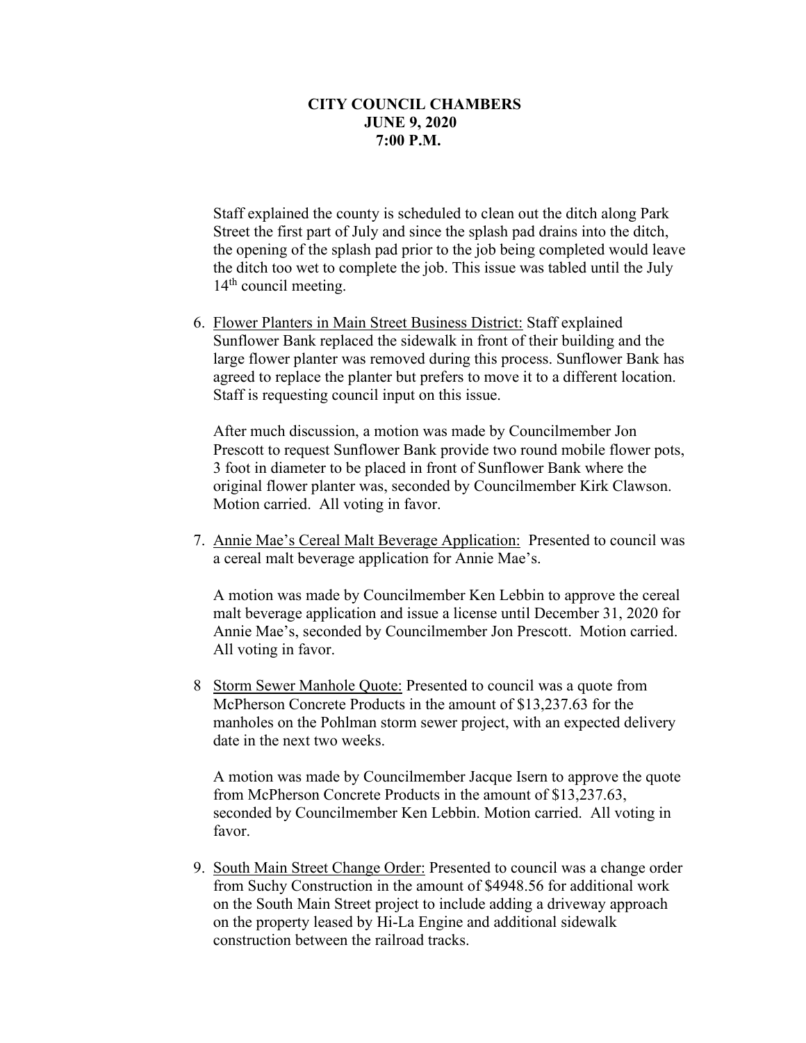**CITY COUNCIL CHAMBERS**
**JUNE 9, 2020**
**7:00 P.M.**

Staff explained the county is scheduled to clean out the ditch along Park Street the first part of July and since the splash pad drains into the ditch, the opening of the splash pad prior to the job being completed would leave the ditch too wet to complete the job. This issue was tabled until the July 14th council meeting.

6. Flower Planters in Main Street Business District: Staff explained Sunflower Bank replaced the sidewalk in front of their building and the large flower planter was removed during this process. Sunflower Bank has agreed to replace the planter but prefers to move it to a different location. Staff is requesting council input on this issue.

   After much discussion, a motion was made by Councilmember Jon Prescott to request Sunflower Bank provide two round mobile flower pots, 3 foot in diameter to be placed in front of Sunflower Bank where the original flower planter was, seconded by Councilmember Kirk Clawson. Motion carried. All voting in favor.

7. Annie Mae's Cereal Malt Beverage Application: Presented to council was a cereal malt beverage application for Annie Mae's.

   A motion was made by Councilmember Ken Lebbin to approve the cereal malt beverage application and issue a license until December 31, 2020 for Annie Mae's, seconded by Councilmember Jon Prescott. Motion carried. All voting in favor.

8 Storm Sewer Manhole Quote: Presented to council was a quote from McPherson Concrete Products in the amount of $13,237.63 for the manholes on the Pohlman storm sewer project, with an expected delivery date in the next two weeks.

   A motion was made by Councilmember Jacque Isern to approve the quote from McPherson Concrete Products in the amount of $13,237.63, seconded by Councilmember Ken Lebbin. Motion carried. All voting in favor.

9. South Main Street Change Order: Presented to council was a change order from Suchy Construction in the amount of $4948.56 for additional work on the South Main Street project to include adding a driveway approach on the property leased by Hi-La Engine and additional sidewalk construction between the railroad tracks.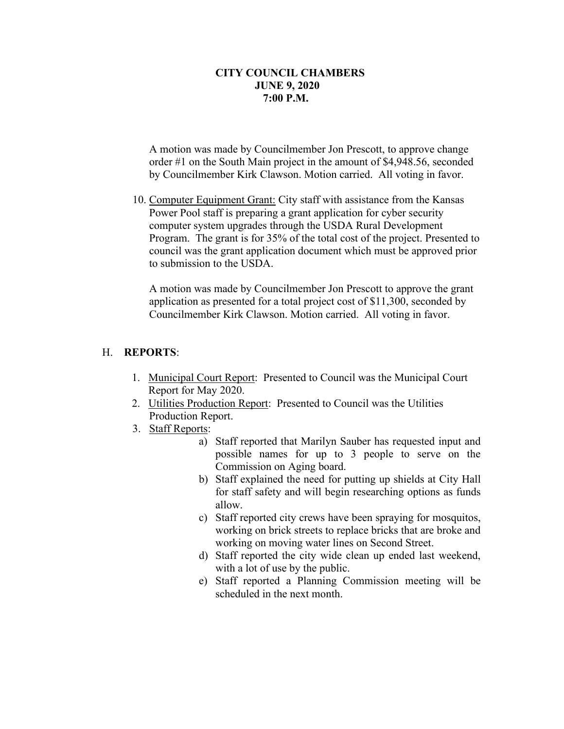**CITY COUNCIL CHAMBERS**
**JUNE 9, 2020**
**7:00 P.M.**

A motion was made by Councilmember Jon Prescott, to approve change order #1 on the South Main project in the amount of $4,948.56, seconded by Councilmember Kirk Clawson. Motion carried. All voting in favor.

10. Computer Equipment Grant: City staff with assistance from the Kansas Power Pool staff is preparing a grant application for cyber security computer system upgrades through the USDA Rural Development Program. The grant is for 35% of the total cost of the project. Presented to council was the grant application document which must be approved prior to submission to the USDA.

    A motion was made by Councilmember Jon Prescott to approve the grant application as presented for a total project cost of $11,300, seconded by Councilmember Kirk Clawson. Motion carried. All voting in favor.

H. **REPORTS**:

1. Municipal Court Report: Presented to Council was the Municipal Court Report for May 2020.
2. Utilities Production Report: Presented to Council was the Utilities Production Report.
3. Staff Reports:
   a) Staff reported that Marilyn Sauber has requested input and possible names for up to 3 people to serve on the Commission on Aging board.
   b) Staff explained the need for putting up shields at City Hall for staff safety and will begin researching options as funds allow.
   c) Staff reported city crews have been spraying for mosquitos, working on brick streets to replace bricks that are broke and working on moving water lines on Second Street.
   d) Staff reported the city wide clean up ended last weekend, with a lot of use by the public.
   e) Staff reported a Planning Commission meeting will be scheduled in the next month.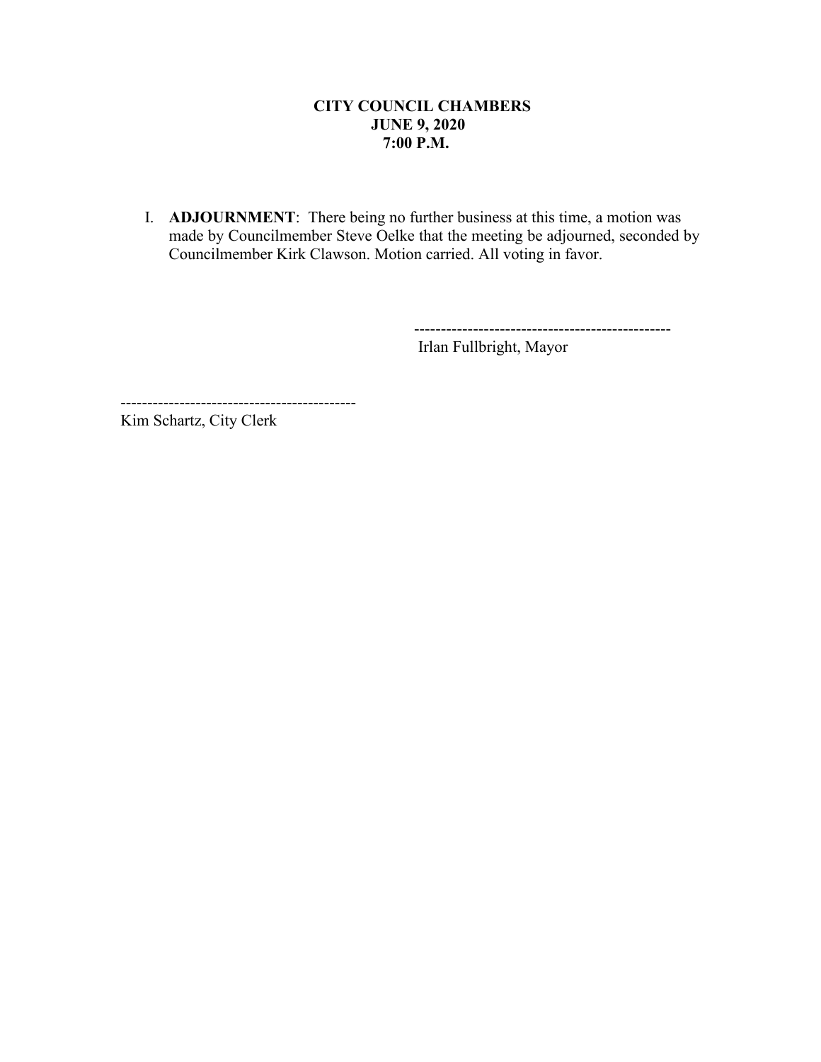**CITY COUNCIL CHAMBERS**
**JUNE 9, 2020**
**7:00 P.M.**

I. **ADJOURNMENT**: There being no further business at this time, a motion was made by Councilmember Steve Oelke that the meeting be adjourned, seconded by Councilmember Kirk Clawson. Motion carried. All voting in favor.

------------------------------------------------
Irlan Fullbright, Mayor

--------------------------------------------
Kim Schartz, City Clerk